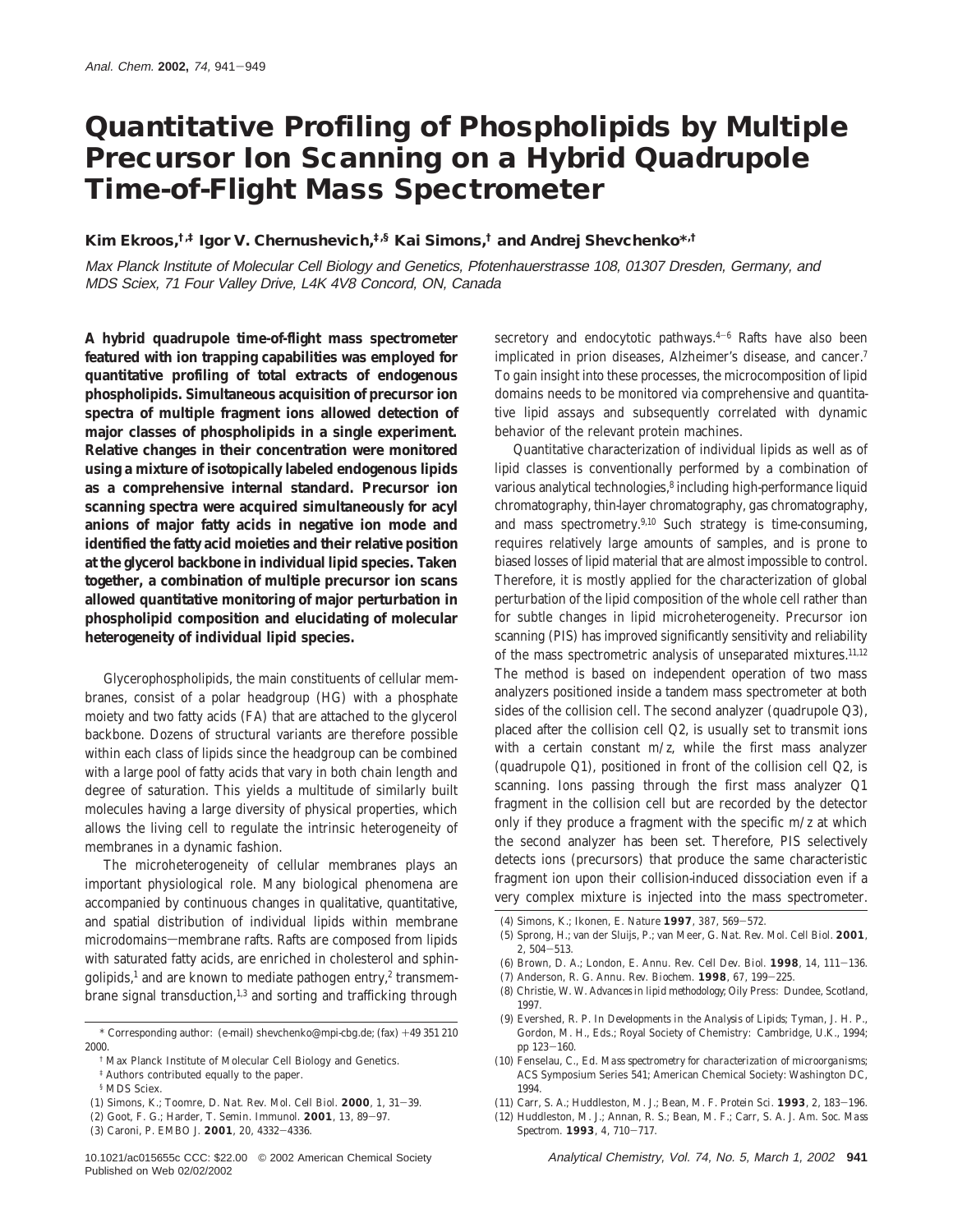# Quantitative Profiling of Phospholipids by Multiple Precursor Ion Scanning on a Hybrid Quadrupole Time-of-Flight Mass Spectrometer

**Kim Ekroos,[†,‡] Igor V. Chernushevich,[‡,§] Kai Simons,[†] and Andrej Shevchenko*[,†]**

*Max Planck Institute of Molecular Cell Biology and Genetics, Pfotenhauerstrasse 108, 01307 Dresden, Germany, and MDS Sciex, 71 Four Valley Drive, L4K 4V8 Concord, ON, Canada*

**A hybrid quadrupole time-of-flight mass spectrometer featured with ion trapping capabilities was employed for quantitative profiling of total extracts of endogenous phospholipids. Simultaneous acquisition of precursor ion spectra of multiple fragment ions allowed detection of major classes of phospholipids in a single experiment. Relative changes in their concentration were monitored using a mixture of isotopically labeled endogenous lipids as a comprehensive internal standard. Precursor ion scanning spectra were acquired simultaneously for acyl anions of major fatty acids in negative ion mode and identified the fatty acid moieties and their relative position at the glycerol backbone in individual lipid species. Taken together, a combination of multiple precursor ion scans allowed quantitative monitoring of major perturbation in phospholipid composition and elucidating of molecular heterogeneity of individual lipid species.**

Glycerophospholipids, the main constituents of cellular membranes, consist of a polar headgroup (HG) with a phosphate moiety and two fatty acids (FA) that are attached to the glycerol backbone. Dozens of structural variants are therefore possible within each class of lipids since the headgroup can be combined with a large pool of fatty acids that vary in both chain length and degree of saturation. This yields a multitude of similarly built molecules having a large diversity of physical properties, which allows the living cell to regulate the intrinsic heterogeneity of membranes in a dynamic fashion.

The microheterogeneity of cellular membranes plays an important physiological role. Many biological phenomena are accompanied by continuous changes in qualitative, quantitative, and spatial distribution of individual lipids within membrane microdomains—membrane rafts. Rafts are composed from lipids with saturated fatty acids, are enriched in cholesterol and sphingolipids,[1] and are known to mediate pathogen entry,[2] transmembrane signal transduction,[1,3] and sorting and trafficking through secretory and endocytotic pathways.[4–6] Rafts have also been implicated in prion diseases, Alzheimer's disease, and cancer.[7] To gain insight into these processes, the microcomposition of lipid domains needs to be monitored via comprehensive and quantitative lipid assays and subsequently correlated with dynamic behavior of the relevant protein machines.

Quantitative characterization of individual lipids as well as of lipid classes is conventionally performed by a combination of various analytical technologies,[8] including high-performance liquid chromatography, thin-layer chromatography, gas chromatography, and mass spectrometry.[9,10] Such strategy is time-consuming, requires relatively large amounts of samples, and is prone to biased losses of lipid material that are almost impossible to control. Therefore, it is mostly applied for the characterization of global perturbation of the lipid composition of the whole cell rather than for subtle changes in lipid microheterogeneity. Precursor ion scanning (PIS) has improved significantly sensitivity and reliability of the mass spectrometric analysis of unseparated mixtures.[11,12] The method is based on independent operation of two mass analyzers positioned inside a tandem mass spectrometer at both sides of the collision cell. The second analyzer (quadrupole Q3), placed after the collision cell Q2, is usually set to transmit ions with a certain constant m/z, while the first mass analyzer (quadrupole Q1), positioned in front of the collision cell Q2, is scanning. Ions passing through the first mass analyzer Q1 fragment in the collision cell but are recorded by the detector only if they produce a fragment with the specific m/z at which the second analyzer has been set. Therefore, PIS selectively detects ions (precursors) that produce the same characteristic fragment ion upon their collision-induced dissociation even if a very complex mixture is injected into the mass spectrometer.

\* Corresponding author: (e-mail) shevchenko@mpi-cbg.de; (fax) +49 351 210 2000.

† Max Planck Institute of Molecular Cell Biology and Genetics.

‡ Authors contributed equally to the paper.

§ MDS Sciex.

(1) Simons, K.; Toomre, D. *Nat. Rev. Mol. Cell Biol.* **2000**, 1, 31–39.
(2) Goot, F. G.; Harder, T. *Semin. Immunol.* **2001**, 13, 89–97.
(3) Caroni, P. *EMBO J.* **2001**, 20, 4332–4336.
(4) Simons, K.; Ikonen, E. *Nature* **1997**, 387, 569–572.
(5) Sprong, H.; van der Sluijs, P.; van Meer, G. *Nat. Rev. Mol. Cell Biol.* **2001**, 2, 504–513.
(6) Brown, D. A.; London, E. *Annu. Rev. Cell Dev. Biol.* **1998**, 14, 111–136.
(7) Anderson, R. G. *Annu. Rev. Biochem.* **1998**, 67, 199–225.
(8) Christie, W. W. *Advances in lipid methodology*; Oily Press: Dundee, Scotland, 1997.
(9) Evershed, R. P. In *Developments in the Analysis of Lipids*; Tyman, J. H. P., Gordon, M. H., Eds.; Royal Society of Chemistry: Cambridge, U.K., 1994; pp 123–160.
(10) Fenselau, C., Ed. *Mass spectrometry for characterization of microorganisms*; ACS Symposium Series 541; American Chemical Society: Washington DC, 1994.
(11) Carr, S. A.; Huddleston, M. J.; Bean, M. F. *Protein Sci.* **1993**, 2, 183–196.
(12) Huddleston, M. J.; Annan, R. S.; Bean, M. F.; Carr, S. A. *J. Am. Soc. Mass Spectrom.* **1993**, 4, 710–717.

10.1021/ac015655c CCC: $22.00 © 2002 American Chemical Society
Published on Web 02/02/2002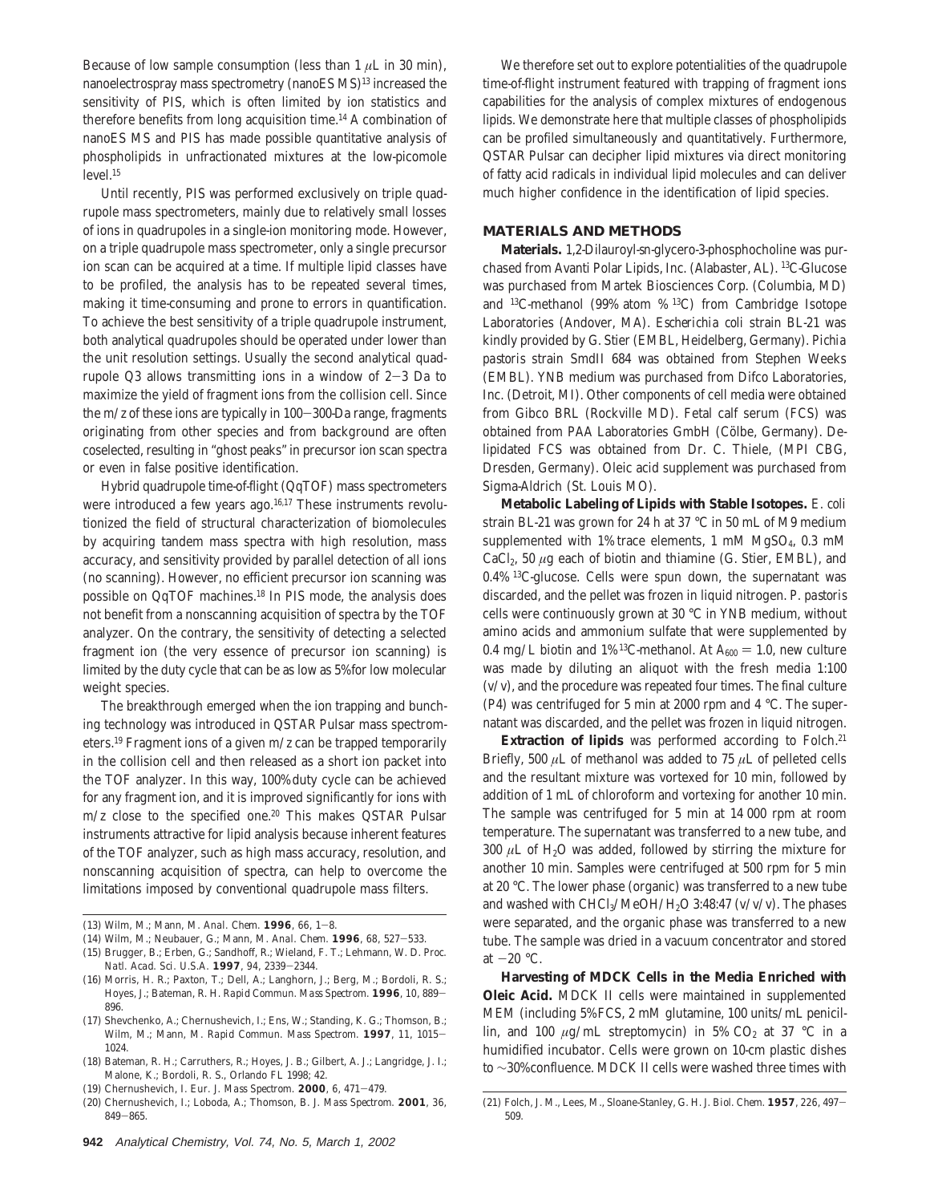Because of low sample consumption (less than 1 $\mu$L in 30 min), nanoelectrospray mass spectrometry (nanoES MS)[13] increased the sensitivity of PIS, which is often limited by ion statistics and therefore benefits from long acquisition time.[14] A combination of nanoES MS and PIS has made possible quantitative analysis of phospholipids in unfractionated mixtures at the low-picomole level.[15]

Until recently, PIS was performed exclusively on triple quadrupole mass spectrometers, mainly due to relatively small losses of ions in quadrupoles in a single-ion monitoring mode. However, on a triple quadrupole mass spectrometer, only a single precursor ion scan can be acquired at a time. If multiple lipid classes have to be profiled, the analysis has to be repeated several times, making it time-consuming and prone to errors in quantification. To achieve the best sensitivity of a triple quadrupole instrument, both analytical quadrupoles should be operated under lower than the unit resolution settings. Usually the second analytical quadrupole Q3 allows transmitting ions in a window of 2−3 Da to maximize the yield of fragment ions from the collision cell. Since the $m/z$ of these ions are typically in 100−300-Da range, fragments originating from other species and from background are often coselected, resulting in "ghost peaks" in precursor ion scan spectra or even in false positive identification.

Hybrid quadrupole time-of-flight (QqTOF) mass spectrometers were introduced a few years ago.[16,17] These instruments revolutionized the field of structural characterization of biomolecules by acquiring tandem mass spectra with high resolution, mass accuracy, and sensitivity provided by parallel detection of all ions (no scanning). However, no efficient precursor ion scanning was possible on QqTOF machines.[18] In PIS mode, the analysis does not benefit from a nonscanning acquisition of spectra by the TOF analyzer. On the contrary, the sensitivity of detecting a selected fragment ion (the very essence of precursor ion scanning) is limited by the duty cycle that can be as low as 5% for low molecular weight species.

The breakthrough emerged when the ion trapping and bunching technology was introduced in QSTAR Pulsar mass spectrometers.[19] Fragment ions of a given $m/z$ can be trapped temporarily in the collision cell and then released as a short ion packet into the TOF analyzer. In this way, 100% duty cycle can be achieved for any fragment ion, and it is improved significantly for ions with $m/z$ close to the specified one.[20] This makes QSTAR Pulsar instruments attractive for lipid analysis because inherent features of the TOF analyzer, such as high mass accuracy, resolution, and nonscanning acquisition of spectra, can help to overcome the limitations imposed by conventional quadrupole mass filters.

We therefore set out to explore potentialities of the quadrupole time-of-flight instrument featured with trapping of fragment ions capabilities for the analysis of complex mixtures of endogenous lipids. We demonstrate here that multiple classes of phospholipids can be profiled simultaneously and quantitatively. Furthermore, QSTAR Pulsar can decipher lipid mixtures via direct monitoring of fatty acid radicals in individual lipid molecules and can deliver much higher confidence in the identification of lipid species.

## MATERIALS AND METHODS

**Materials.** 1,2-Dilauroyl-sn-glycero-3-phosphocholine was purchased from Avanti Polar Lipids, Inc. (Alabaster, AL). $^{13}$C-Glucose was purchased from Martek Biosciences Corp. (Columbia, MD) and $^{13}$C-methanol (99% atom % $^{13}$C) from Cambridge Isotope Laboratories (Andover, MA). *Escherichia coli* strain BL-21 was kindly provided by G. Stier (EMBL, Heidelberg, Germany). *Pichia pastoris* strain SmdII 684 was obtained from Stephen Weeks (EMBL). YNB medium was purchased from Difco Laboratories, Inc. (Detroit, MI). Other components of cell media were obtained from Gibco BRL (Rockville MD). Fetal calf serum (FCS) was obtained from PAA Laboratories GmbH (Cölbe, Germany). Delipidated FCS was obtained from Dr. C. Thiele, (MPI CBG, Dresden, Germany). Oleic acid supplement was purchased from Sigma-Aldrich (St. Louis MO).

**Metabolic Labeling of Lipids with Stable Isotopes.** *E. coli* strain BL-21 was grown for 24 h at 37 °C in 50 mL of M9 medium supplemented with 1% trace elements, 1 mM $MgSO_4$, 0.3 mM $CaCl_2$, 50 $\mu$g each of biotin and thiamine (G. Stier, EMBL), and 0.4% $^{13}$C-glucose. Cells were spun down, the supernatant was discarded, and the pellet was frozen in liquid nitrogen. *P. pastoris* cells were continuously grown at 30 °C in YNB medium, without amino acids and ammonium sulfate that were supplemented by 0.4 mg/L biotin and 1% $^{13}$C-methanol. At $A_{600} = 1.0$, new culture was made by diluting an aliquot with the fresh media 1:100 (v/v), and the procedure was repeated four times. The final culture (P4) was centrifuged for 5 min at 2000 rpm and 4 °C. The supernatant was discarded, and the pellet was frozen in liquid nitrogen.

**Extraction of lipids** was performed according to Folch.[21] Briefly, 500 $\mu$L of methanol was added to 75 $\mu$L of pelleted cells and the resultant mixture was vortexed for 10 min, followed by addition of 1 mL of chloroform and vortexing for another 10 min. The sample was centrifuged for 5 min at 14 000 rpm at room temperature. The supernatant was transferred to a new tube, and 300 $\mu$L of $H_2O$ was added, followed by stirring the mixture for another 10 min. Samples were centrifuged at 500 rpm for 5 min at 20 °C. The lower phase (organic) was transferred to a new tube and washed with $CHCl_3$/MeOH/$H_2O$ 3:48:47 (v/v/v). The phases were separated, and the organic phase was transferred to a new tube. The sample was dried in a vacuum concentrator and stored at −20 °C.

**Harvesting of MDCK Cells in the Media Enriched with Oleic Acid.** MDCK II cells were maintained in supplemented MEM (including 5% FCS, 2 mM glutamine, 100 units/mL penicillin, and 100 $\mu$g/mL streptomycin) in 5% $CO_2$ at 37 °C in a humidified incubator. Cells were grown on 10-cm plastic dishes to ~30% confluence. MDCK II cells were washed three times with

(13) Wilm, M.; Mann, M. *Anal. Chem.* **1996**, 66, 1−8.
(14) Wilm, M.; Neubauer, G.; Mann, M. *Anal. Chem.* **1996**, 68, 527−533.
(15) Brugger, B.; Erben, G.; Sandhoff, R.; Wieland, F. T.; Lehmann, W. D. *Proc. Natl. Acad. Sci. U.S.A.* **1997**, 94, 2339−2344.
(16) Morris, H. R.; Paxton, T.; Dell, A.; Langhorn, J.; Berg, M.; Bordoli, R. S.; Hoyes, J.; Bateman, R. H. *Rapid Commun. Mass Spectrom.* **1996**, 10, 889−896.
(17) Shevchenko, A.; Chernushevich, I.; Ens, W.; Standing, K. G.; Thomson, B.; Wilm, M.; Mann, M. *Rapid Commun. Mass Spectrom.* **1997**, 11, 1015−1024.
(18) Bateman, R. H.; Carruthers, R.; Hoyes, J. B.; Gilbert, A. J.; Langridge, J. I.; Malone, K.; Bordoli, R. S., Orlando FL 1998; 42.
(19) Chernushevich, I. *Eur. J. Mass Spectrom.* **2000**, 6, 471−479.
(20) Chernushevich, I.; Loboda, A.; Thomson, B. *J. Mass Spectrom.* **2001**, 36, 849−865.
(21) Folch, J. M., Lees, M., Sloane-Stanley, G. H. *J. Biol. Chem.* **1957**, 226, 497−509.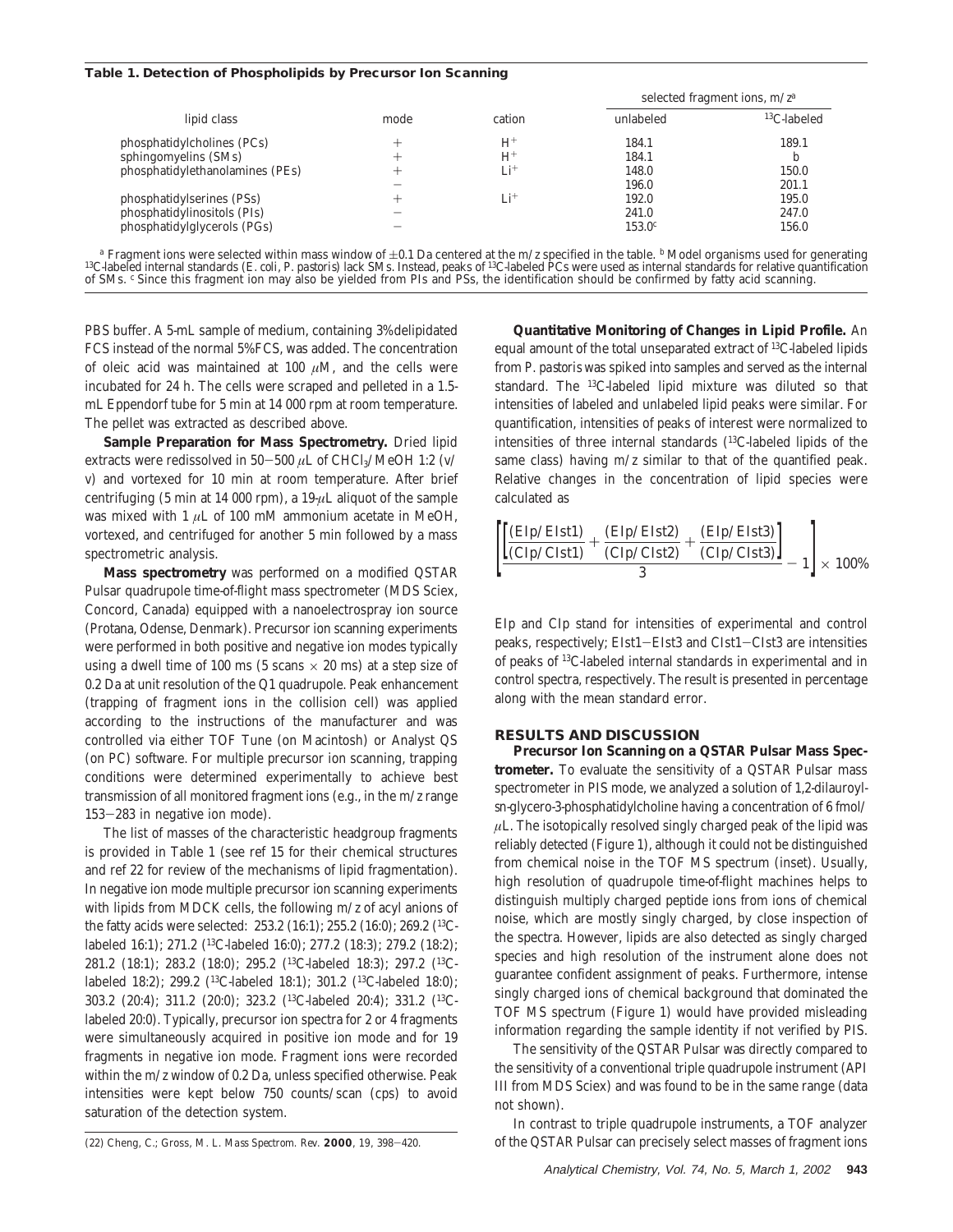**Table 1. Detection of Phospholipids by Precursor Ion Scanning**

| lipid class | mode | cation | selected fragment ions, m/z[a] unlabeled | selected fragment ions, m/z[a] $^{13}$C-labeled |
|---|---|---|---|---|
| phosphatidylcholines (PCs) | + | $H^+$ | 184.1 | 189.1 |
| sphingomyelins (SMs) | + | $H^+$ | 184.1 | b |
| phosphatidylethanolamines (PEs) | + | $Li^+$ | 148.0 | 150.0 |
| | − | | 196.0 | 201.1 |
| phosphatidylserines (PSs) | + | $Li^+$ | 192.0 | 195.0 |
| phosphatidylinositols (PIs) | − | | 241.0 | 247.0 |
| phosphatidylglycerols (PGs) | − | | 153.0[c] | 156.0 |

[a] Fragment ions were selected within mass window of ±0.1 Da centered at the m/z specified in the table. [b] Model organisms used for generating $^{13}$C-labeled internal standards (*E. coli, P. pastoris*) lack SMs. Instead, peaks of $^{13}$C-labeled PCs were used as internal standards for relative quantification of SMs. [c] Since this fragment ion may also be yielded from PIs and PSs, the identification should be confirmed by fatty acid scanning.

PBS buffer. A 5-mL sample of medium, containing 3% delipidated FCS instead of the normal 5% FCS, was added. The concentration of oleic acid was maintained at 100 μM, and the cells were incubated for 24 h. The cells were scraped and pelleted in a 1.5-mL Eppendorf tube for 5 min at 14 000 rpm at room temperature. The pellet was extracted as described above.

**Sample Preparation for Mass Spectrometry.** Dried lipid extracts were redissolved in 50−500 μL of $CHCl_3$/MeOH 1:2 (v/v) and vortexed for 10 min at room temperature. After brief centrifuging (5 min at 14 000 rpm), a 19-μL aliquot of the sample was mixed with 1 μL of 100 mM ammonium acetate in MeOH, vortexed, and centrifuged for another 5 min followed by a mass spectrometric analysis.

**Mass spectrometry** was performed on a modified QSTAR Pulsar quadrupole time-of-flight mass spectrometer (MDS Sciex, Concord, Canada) equipped with a nanoelectrospray ion source (Protana, Odense, Denmark). Precursor ion scanning experiments were performed in both positive and negative ion modes typically using a dwell time of 100 ms (5 scans × 20 ms) at a step size of 0.2 Da at unit resolution of the Q1 quadrupole. Peak enhancement (trapping of fragment ions in the collision cell) was applied according to the instructions of the manufacturer and was controlled via either TOF Tune (on Macintosh) or Analyst QS (on PC) software. For multiple precursor ion scanning, trapping conditions were determined experimentally to achieve best transmission of all monitored fragment ions (e.g., in the m/z range 153−283 in negative ion mode).

The list of masses of the characteristic headgroup fragments is provided in Table 1 (see ref 15 for their chemical structures and ref 22 for review of the mechanisms of lipid fragmentation). In negative ion mode multiple precursor ion scanning experiments with lipids from MDCK cells, the following m/z of acyl anions of the fatty acids were selected: 253.2 (16:1); 255.2 (16:0); 269.2 ($^{13}$C-labeled 16:1); 271.2 ($^{13}$C-labeled 16:0); 277.2 (18:3); 279.2 (18:2); 281.2 (18:1); 283.2 (18:0); 295.2 ($^{13}$C-labeled 18:3); 297.2 ($^{13}$C-labeled 18:2); 299.2 ($^{13}$C-labeled 18:1); 301.2 ($^{13}$C-labeled 18:0); 303.2 (20:4); 311.2 (20:0); 323.2 ($^{13}$C-labeled 20:4); 331.2 ($^{13}$C-labeled 20:0). Typically, precursor ion spectra for 2 or 4 fragments were simultaneously acquired in positive ion mode and for 19 fragments in negative ion mode. Fragment ions were recorded within the m/z window of 0.2 Da, unless specified otherwise. Peak intensities were kept below 750 counts/scan (cps) to avoid saturation of the detection system.

(22) Cheng, C.; Gross, M. L. *Mass Spectrom. Rev.* **2000**, *19*, 398−420.

**Quantitative Monitoring of Changes in Lipid Profile.** An equal amount of the total unseparated extract of $^{13}$C-labeled lipids from *P. pastoris* was spiked into samples and served as the internal standard. The $^{13}$C-labeled lipid mixture was diluted so that intensities of labeled and unlabeled lipid peaks were similar. For quantification, intensities of peaks of interest were normalized to intensities of three internal standards ($^{13}$C-labeled lipids of the same class) having m/z similar to that of the quantified peak. Relative changes in the concentration of lipid species were calculated as

$$\left[\frac{\left[\frac{(EIp/EIst1)}{(CIp/CIst1)} + \frac{(EIp/EIst2)}{(CIp/CIst2)} + \frac{(EIp/EIst3)}{(CIp/CIst3)}\right]}{3} - 1\right] \times 100\%$$

EIp and CIp stand for intensities of experimental and control peaks, respectively; EIst1−EIst3 and CIst1−CIst3 are intensities of peaks of $^{13}$C-labeled internal standards in experimental and in control spectra, respectively. The result is presented in percentage along with the mean standard error.

## RESULTS AND DISCUSSION

**Precursor Ion Scanning on a QSTAR Pulsar Mass Spectrometer.** To evaluate the sensitivity of a QSTAR Pulsar mass spectrometer in PIS mode, we analyzed a solution of 1,2-dilauroyl-sn-glycero-3-phosphatidylcholine having a concentration of 6 fmol/μL. The isotopically resolved singly charged peak of the lipid was reliably detected (Figure 1), although it could not be distinguished from chemical noise in the TOF MS spectrum (inset). Usually, high resolution of quadrupole time-of-flight machines helps to distinguish multiply charged peptide ions from ions of chemical noise, which are mostly singly charged, by close inspection of the spectra. However, lipids are also detected as singly charged species and high resolution of the instrument alone does not guarantee confident assignment of peaks. Furthermore, intense singly charged ions of chemical background that dominated the TOF MS spectrum (Figure 1) would have provided misleading information regarding the sample identity if not verified by PIS.

The sensitivity of the QSTAR Pulsar was directly compared to the sensitivity of a conventional triple quadrupole instrument (API III from MDS Sciex) and was found to be in the same range (data not shown).

In contrast to triple quadrupole instruments, a TOF analyzer of the QSTAR Pulsar can precisely select masses of fragment ions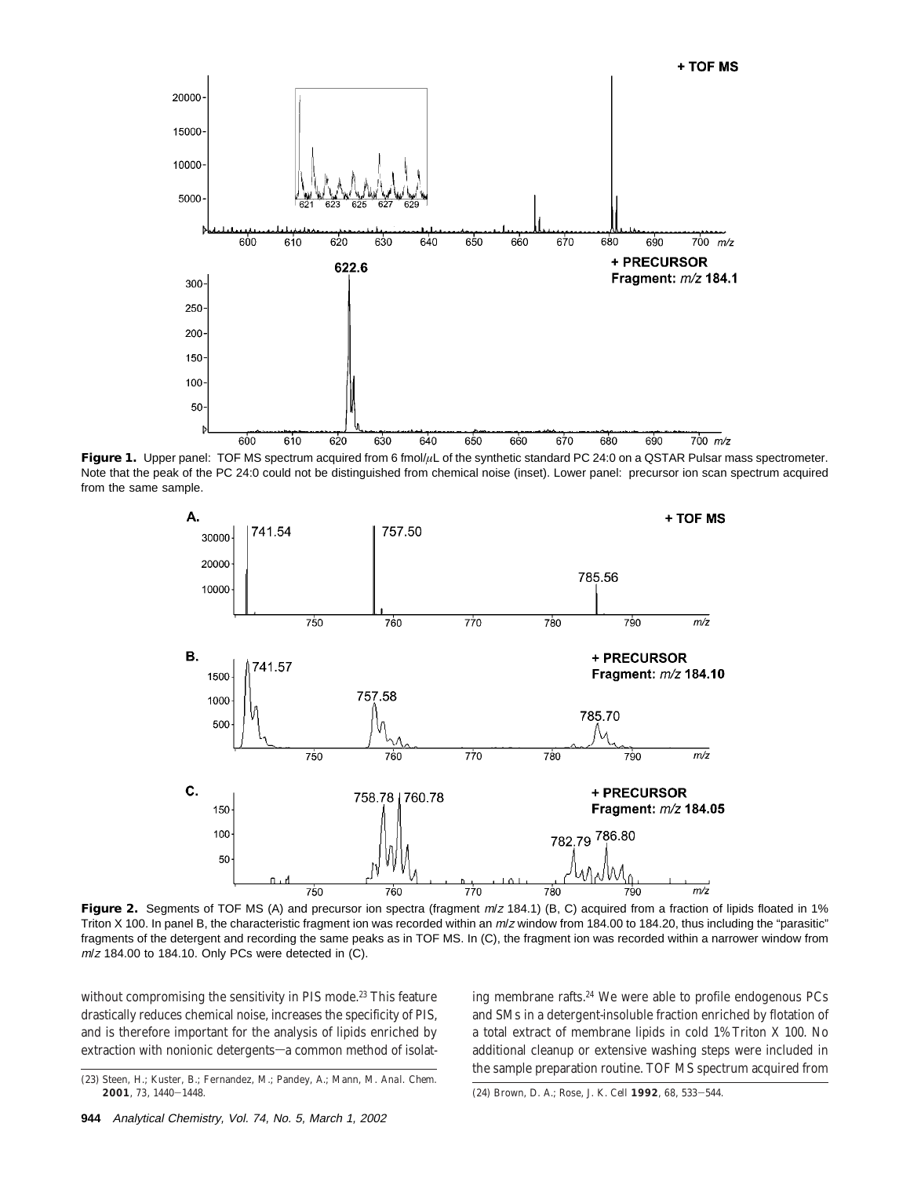**Figure 1.** Upper panel: TOF MS spectrum acquired from 6 fmol/μL of the synthetic standard PC 24:0 on a QSTAR Pulsar mass spectrometer. Note that the peak of the PC 24:0 could not be distinguished from chemical noise (inset). Lower panel: precursor ion scan spectrum acquired from the same sample.

**Figure 2.** Segments of TOF MS (A) and precursor ion spectra (fragment *m*/*z* 184.1) (B, C) acquired from a fraction of lipids floated in 1% Triton X 100. In panel B, the characteristic fragment ion was recorded within an *m*/*z* window from 184.00 to 184.20, thus including the "parasitic" fragments of the detergent and recording the same peaks as in TOF MS. In (C), the fragment ion was recorded within a narrower window from *m*/*z* 184.00 to 184.10. Only PCs were detected in (C).

without compromising the sensitivity in PIS mode.[23] This feature drastically reduces chemical noise, increases the specificity of PIS, and is therefore important for the analysis of lipids enriched by extraction with nonionic detergents—a common method of isolating membrane rafts.[24] We were able to profile endogenous PCs and SMs in a detergent-insoluble fraction enriched by flotation of a total extract of membrane lipids in cold 1% Triton X 100. No additional cleanup or extensive washing steps were included in the sample preparation routine. TOF MS spectrum acquired from

(23) Steen, H.; Kuster, B.; Fernandez, M.; Pandey, A.; Mann, M. *Anal. Chem.* **2001**, *73*, 1440–1448.

(24) Brown, D. A.; Rose, J. K. *Cell* **1992**, *68*, 533–544.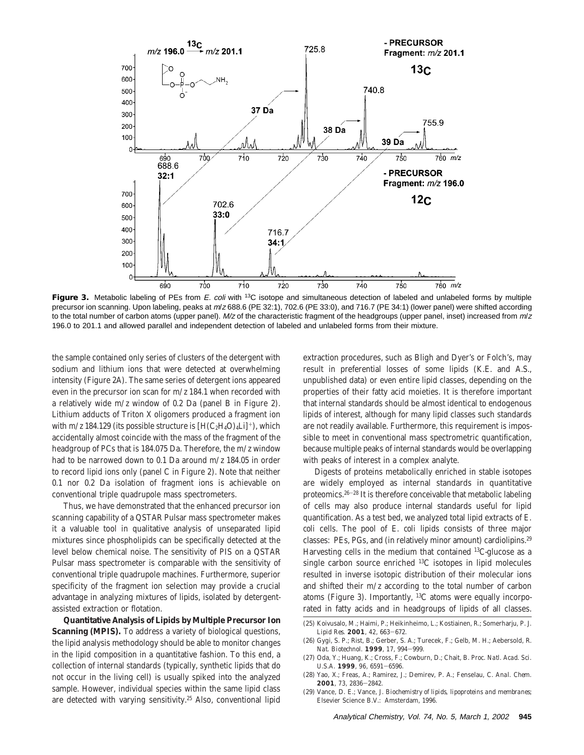13C
m/z 196.0 → m/z 201.1

- PRECURSOR
Fragment: m/z 201.1

13C

725.8

740.8

755.9

37 Da

38 Da

39 Da

690 700 710 720 730 740 750 760 m/z

688.6
32:1

702.6
33:0

716.7
34:1

- PRECURSOR
Fragment: m/z 196.0

12C

690 700 710 720 730 740 750 760 m/z

**Figure 3.** Metabolic labeling of PEs from *E. coli* with $^{13}C$ isotope and simultaneous detection of labeled and unlabeled forms by multiple precursor ion scanning. Upon labeling, peaks at *m/z* 688.6 (PE 32:1), 702.6 (PE 33:0), and 716.7 (PE 34:1) (lower panel) were shifted according to the total number of carbon atoms (upper panel). *M/z* of the characteristic fragment of the headgroups (upper panel, inset) increased from *m/z* 196.0 to 201.1 and allowed parallel and independent detection of labeled and unlabeled forms from their mixture.

the sample contained only series of clusters of the detergent with sodium and lithium ions that were detected at overwhelming intensity (Figure 2A). The same series of detergent ions appeared even in the precursor ion scan for *m/z* 184.1 when recorded with a relatively wide *m/z* window of 0.2 Da (panel B in Figure 2). Lithium adducts of Triton X oligomers produced a fragment ion with *m/z* 184.129 (its possible structure is $[H(C_2H_4O)_4Li]^+$), which accidentally almost coincide with the mass of the fragment of the headgroup of PCs that is 184.075 Da. Therefore, the *m/z* window had to be narrowed down to 0.1 Da around *m/z* 184.05 in order to record lipid ions only (panel C in Figure 2). Note that neither 0.1 nor 0.2 Da isolation of fragment ions is achievable on conventional triple quadrupole mass spectrometers.

Thus, we have demonstrated that the enhanced precursor ion scanning capability of a QSTAR Pulsar mass spectrometer makes it a valuable tool in qualitative analysis of unseparated lipid mixtures since phospholipids can be specifically detected at the level below chemical noise. The sensitivity of PIS on a QSTAR Pulsar mass spectrometer is comparable with the sensitivity of conventional triple quadrupole machines. Furthermore, superior specificity of the fragment ion selection may provide a crucial advantage in analyzing mixtures of lipids, isolated by detergent-assisted extraction or flotation.

**Quantitative Analysis of Lipids by Multiple Precursor Ion Scanning (MPIS).** To address a variety of biological questions, the lipid analysis methodology should be able to monitor changes in the lipid composition in a quantitative fashion. To this end, a collection of internal standards (typically, synthetic lipids that do not occur in the living cell) is usually spiked into the analyzed sample. However, individual species within the same lipid class are detected with varying sensitivity.[25] Also, conventional lipid extraction procedures, such as Bligh and Dyer's or Folch's, may result in preferential losses of some lipids (K.E. and A.S., unpublished data) or even entire lipid classes, depending on the properties of their fatty acid moieties. It is therefore important that internal standards should be almost identical to endogenous lipids of interest, although for many lipid classes such standards are not readily available. Furthermore, this requirement is impossible to meet in conventional mass spectrometric quantification, because multiple peaks of internal standards would be overlapping with peaks of interest in a complex analyte.

Digests of proteins metabolically enriched in stable isotopes are widely employed as internal standards in quantitative proteomics.[26-28] It is therefore conceivable that metabolic labeling of cells may also produce internal standards useful for lipid quantification. As a test bed, we analyzed total lipid extracts of *E. coli* cells. The pool of *E. coli* lipids consists of three major classes: PEs, PGs, and (in relatively minor amount) cardiolipins.[29] Harvesting cells in the medium that contained $^{13}C$-glucose as a single carbon source enriched $^{13}C$ isotopes in lipid molecules resulted in inverse isotopic distribution of their molecular ions and shifted their *m/z* according to the total number of carbon atoms (Figure 3). Importantly, $^{13}C$ atoms were equally incorporated in fatty acids and in headgroups of lipids of all classes.

(25) Koivusalo, M.; Haimi, P.; Heikinheimo, L.; Kostiainen, R.; Somerharju, P. *J. Lipid Res.* **2001**, *42*, 663–672.
(26) Gygi, S. P.; Rist, B.; Gerber, S. A.; Turecek, F.; Gelb, M. H.; Aebersold, R. *Nat. Biotechnol.* **1999**, *17*, 994–999.
(27) Oda, Y.; Huang, K.; Cross, F.; Cowburn, D.; Chait, B. *Proc. Natl. Acad. Sci. U.S.A.* **1999**, *96*, 6591–6596.
(28) Yao, X.; Freas, A.; Ramirez, J.; Demirev, P. A.; Fenselau, C. *Anal. Chem.* **2001**, *73*, 2836–2842.
(29) Vance, D. E.; Vance, J. *Biochemistry of lipids, lipoproteins and membranes*; Elsevier Science B.V.: Amsterdam, 1996.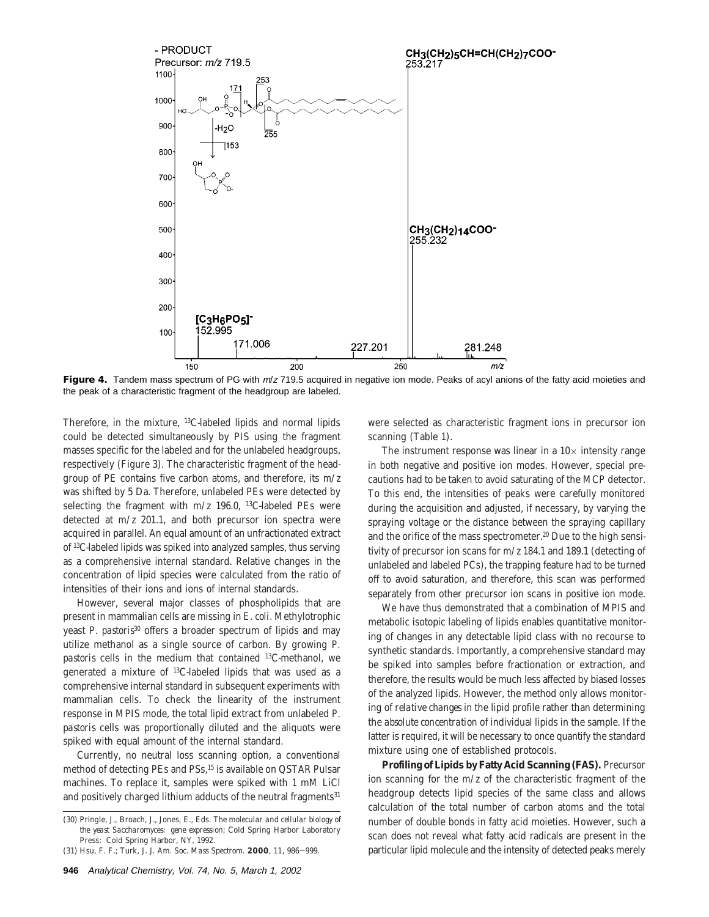**Figure 4.** Tandem mass spectrum of PG with *m/z* 719.5 acquired in negative ion mode. Peaks of acyl anions of the fatty acid moieties and the peak of a characteristic fragment of the headgroup are labeled.

Therefore, in the mixture, $^{13}$C-labeled lipids and normal lipids could be detected simultaneously by PIS using the fragment masses specific for the labeled and for the unlabeled headgroups, respectively (Figure 3). The characteristic fragment of the headgroup of PE contains five carbon atoms, and therefore, its *m/z* was shifted by 5 Da. Therefore, unlabeled PEs were detected by selecting the fragment with *m/z* 196.0, $^{13}$C-labeled PEs were detected at *m/z* 201.1, and both precursor ion spectra were acquired in parallel. An equal amount of an unfractionated extract of $^{13}$C-labeled lipids was spiked into analyzed samples, thus serving as a comprehensive internal standard. Relative changes in the concentration of lipid species were calculated from the ratio of intensities of their ions and ions of internal standards.

However, several major classes of phospholipids that are present in mammalian cells are missing in *E. coli*. Methylotrophic yeast *P. pastoris*[30] offers a broader spectrum of lipids and may utilize methanol as a single source of carbon. By growing *P. pastoris* cells in the medium that contained $^{13}$C-methanol, we generated a mixture of $^{13}$C-labeled lipids that was used as a comprehensive internal standard in subsequent experiments with mammalian cells. To check the linearity of the instrument response in MPIS mode, the total lipid extract from unlabeled *P. pastoris* cells was proportionally diluted and the aliquots were spiked with equal amount of the internal standard.

Currently, no neutral loss scanning option, a conventional method of detecting PEs and PSs,[15] is available on QSTAR Pulsar machines. To replace it, samples were spiked with 1 mM LiCl and positively charged lithium adducts of the neutral fragments[31] were selected as characteristic fragment ions in precursor ion scanning (Table 1).

The instrument response was linear in a 10× intensity range in both negative and positive ion modes. However, special precautions had to be taken to avoid saturating of the MCP detector. To this end, the intensities of peaks were carefully monitored during the acquisition and adjusted, if necessary, by varying the spraying voltage or the distance between the spraying capillary and the orifice of the mass spectrometer.[20] Due to the high sensitivity of precursor ion scans for *m/z* 184.1 and 189.1 (detecting of unlabeled and labeled PCs), the trapping feature had to be turned off to avoid saturation, and therefore, this scan was performed separately from other precursor ion scans in positive ion mode.

We have thus demonstrated that a combination of MPIS and metabolic isotopic labeling of lipids enables quantitative monitoring of changes in any detectable lipid class with no recourse to synthetic standards. Importantly, a comprehensive standard may be spiked into samples before fractionation or extraction, and therefore, the results would be much less affected by biased losses of the analyzed lipids. However, the method only allows monitoring of *relative changes* in the lipid profile rather than determining the *absolute concentration* of individual lipids in the sample. If the latter is required, it will be necessary to once quantify the standard mixture using one of established protocols.

**Profiling of Lipids by Fatty Acid Scanning (FAS).** Precursor ion scanning for the *m/z* of the characteristic fragment of the headgroup detects lipid species of the same class and allows calculation of the total number of carbon atoms and the total number of double bonds in fatty acid moieties. However, such a scan does not reveal what fatty acid radicals are present in the particular lipid molecule and the intensity of detected peaks merely

(30) Pringle, J., Broach, J., Jones, E., Eds. *The molecular and cellular biology of the yeast Saccharomyces: gene expression*; Cold Spring Harbor Laboratory Press: Cold Spring Harbor, NY, 1992.

(31) Hsu, F. F.; Turk, J. *J. Am. Soc. Mass Spectrom.* **2000**, *11*, 986–999.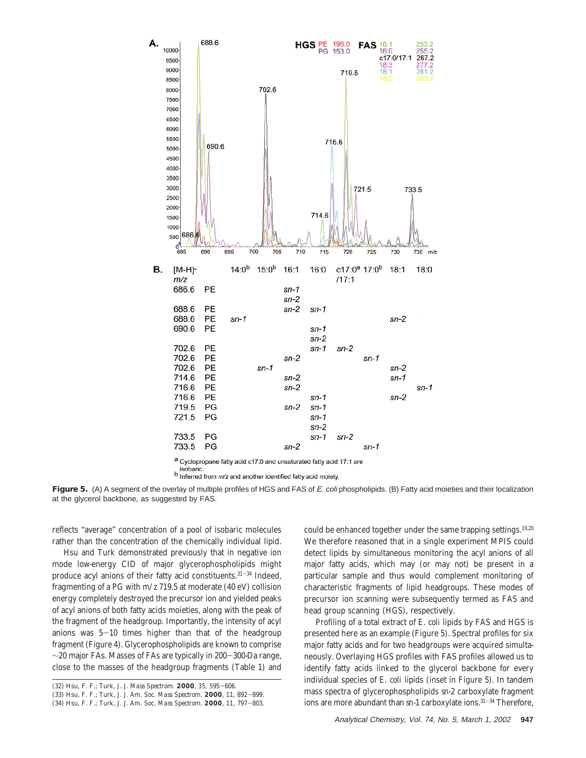| [M-H]⁻ m/z | | 14:0[b] | 15:0[b] | 16:1 | 16:0 | c17:0[a]/17:1 | 17:0[b] | 18:1 | 18:0 |
|---|---|---|---|---|---|---|---|---|---|
| 686.6 | PE | | | sn-1, sn-2 | | | | | |
| 688.6 | PE | | | sn-2 | sn-1 | | | | |
| 688.6 | PE | sn-1 | | | | | | sn-2 | |
| 690.6 | PE | | | | sn-1, sn-2 | | | | |
| 702.6 | PE | | | | sn-1 | sn-2 | | | |
| 702.6 | PE | | | sn-2 | | | sn-1 | | |
| 702.6 | PE | | sn-1 | | | | | sn-2 | |
| 714.6 | PE | | | sn-2 | | | | sn-1 | |
| 716.6 | PE | | | sn-2 | | | | | sn-1 |
| 716.6 | PE | | | | sn-1 | | | sn-2 | |
| 719.5 | PG | | | sn-2 | sn-1 | | | | |
| 721.5 | PG | | | | sn-1, sn-2 | | | | |
| 733.5 | PG | | | | sn-1 | sn-2 | | | |
| 733.5 | PG | | | sn-2 | | | sn-1 | | |

[a] Cyclopropane fatty acid c17:0 and unsaturated fatty acid 17:1 are isobaric.
[b] Inferred from m/z and another identified fatty acid moiety.

**Figure 5.** (A) A segment of the overlay of multiple profiles of HGS and FAS of *E. coli* phospholipids. (B) Fatty acid moieties and their localization at the glycerol backbone, as suggested by FAS.

reflects "average" concentration of a pool of isobaric molecules rather than the concentration of the chemically individual lipid.

Hsu and Turk demonstrated previously that in negative ion mode low-energy CID of major glycerophospholipids might produce acyl anions of their fatty acid constituents.[31-34] Indeed, fragmenting of a PG with m/z 719.5 at moderate (40 eV) collision energy completely destroyed the precursor ion and yielded peaks of acyl anions of both fatty acids moieties, along with the peak of the fragment of the headgroup. Importantly, the intensity of acyl anions was 5–10 times higher than that of the headgroup fragment (Figure 4). Glycerophospholipids are known to comprise ~20 major FAs. Masses of FAs are typically in 200–300-Da range, close to the masses of the headgroup fragments (Table 1) and could be enhanced together under the same trapping settings.[19,20] We therefore reasoned that in a single experiment MPIS could detect lipids by simultaneous monitoring the acyl anions of all major fatty acids, which may (or may not) be present in a particular sample and thus would complement monitoring of characteristic fragments of lipid headgroups. These modes of precursor ion scanning were subsequently termed as FAS and head group scanning (HGS), respectively.

Profiling of a total extract of E. coli lipids by FAS and HGS is presented here as an example (Figure 5). Spectral profiles for six major fatty acids and for two headgroups were acquired simultaneously. Overlaying HGS profiles with FAS profiles allowed us to identify fatty acids linked to the glycerol backbone for every individual species of E. coli lipids (inset in Figure 5). In tandem mass spectra of glycerophospholipids sn-2 carboxylate fragment ions are more abundant than sn-1 carboxylate ions.[31-34] Therefore,

(32) Hsu, F. F.; Turk, J. J. Mass Spectrom. **2000**, 35, 595–606.
(33) Hsu, F. F.; Turk, J. J. Am. Soc. Mass Spectrom. **2000**, 11, 892–899.
(34) Hsu, F. F.; Turk, J. J. Am. Soc. Mass Spectrom. **2000**, 11, 797–803.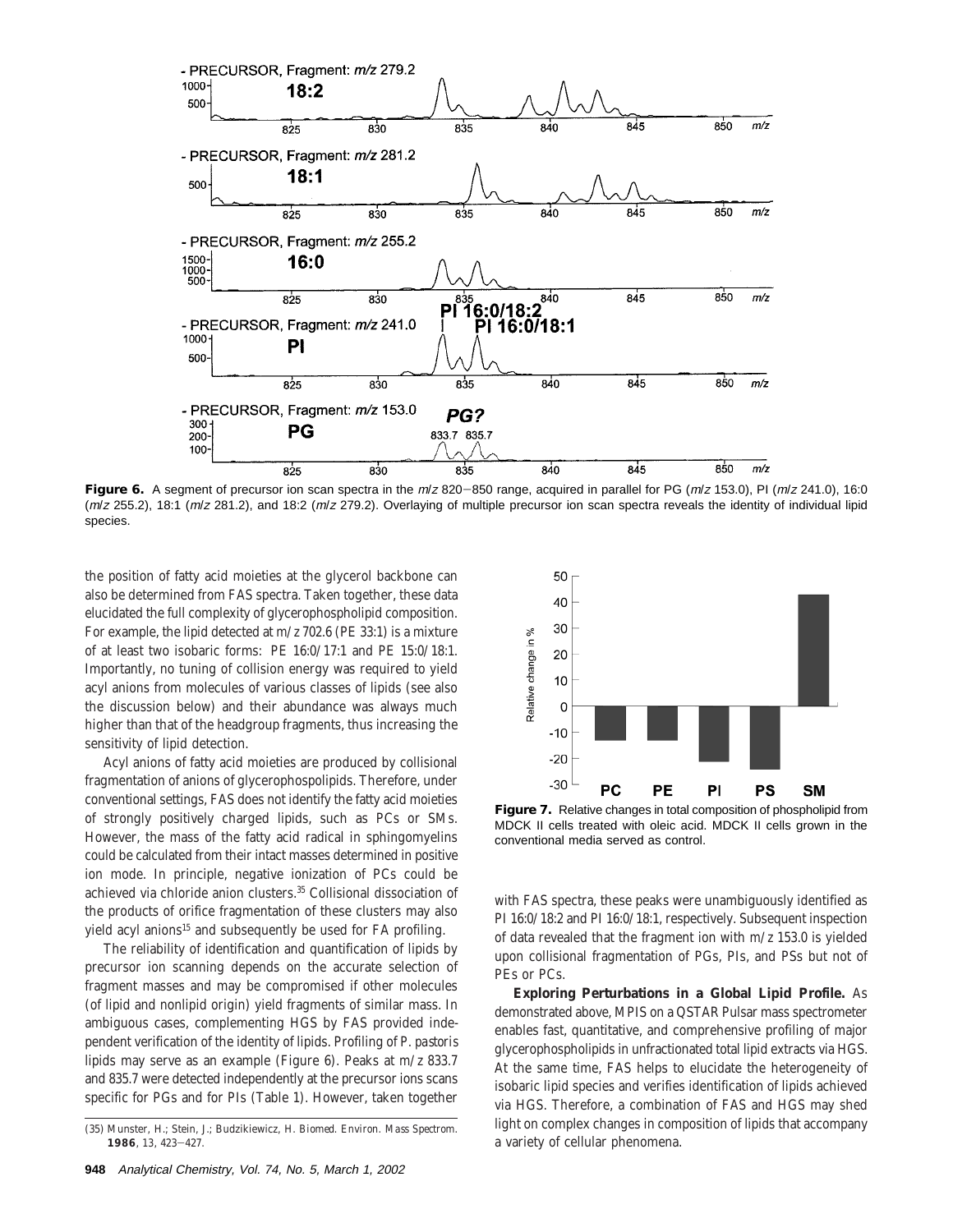**Figure 6.** A segment of precursor ion scan spectra in the *m/z* 820–850 range, acquired in parallel for PG (*m/z* 153.0), PI (*m/z* 241.0), 16:0 (*m/z* 255.2), 18:1 (*m/z* 281.2), and 18:2 (*m/z* 279.2). Overlaying of multiple precursor ion scan spectra reveals the identity of individual lipid species.

the position of fatty acid moieties at the glycerol backbone can also be determined from FAS spectra. Taken together, these data elucidated the full complexity of glycerophospholipid composition. For example, the lipid detected at *m/z* 702.6 (PE 33:1) is a mixture of at least two isobaric forms: PE 16:0/17:1 and PE 15:0/18:1. Importantly, no tuning of collision energy was required to yield acyl anions from molecules of various classes of lipids (see also the discussion below) and their abundance was always much higher than that of the headgroup fragments, thus increasing the sensitivity of lipid detection.

Acyl anions of fatty acid moieties are produced by collisional fragmentation of anions of glycerophospolipids. Therefore, under conventional settings, FAS does not identify the fatty acid moieties of strongly positively charged lipids, such as PCs or SMs. However, the mass of the fatty acid radical in sphingomyelins could be calculated from their intact masses determined in positive ion mode. In principle, negative ionization of PCs could be achieved via chloride anion clusters.[35] Collisional dissociation of the products of orifice fragmentation of these clusters may also yield acyl anions[15] and subsequently be used for FA profiling.

The reliability of identification and quantification of lipids by precursor ion scanning depends on the accurate selection of fragment masses and may be compromised if other molecules (of lipid and nonlipid origin) yield fragments of similar mass. In ambiguous cases, complementing HGS by FAS provided independent verification of the identity of lipids. Profiling of *P. pastoris* lipids may serve as an example (Figure 6). Peaks at *m/z* 833.7 and 835.7 were detected independently at the precursor ions scans specific for PGs and for PIs (Table 1). However, taken together with FAS spectra, these peaks were unambiguously identified as PI 16:0/18:2 and PI 16:0/18:1, respectively. Subsequent inspection of data revealed that the fragment ion with *m/z* 153.0 is yielded upon collisional fragmentation of PGs, PIs, and PSs but not of PEs or PCs.

**Figure 7.** Relative changes in total composition of phospholipid from MDCK II cells treated with oleic acid. MDCK II cells grown in the conventional media served as control.

**Exploring Perturbations in a Global Lipid Profile.** As demonstrated above, MPIS on a QSTAR Pulsar mass spectrometer enables fast, quantitative, and comprehensive profiling of major glycerophospholipids in unfractionated total lipid extracts via HGS. At the same time, FAS helps to elucidate the heterogeneity of isobaric lipid species and verifies identification of lipids achieved via HGS. Therefore, a combination of FAS and HGS may shed light on complex changes in composition of lipids that accompany a variety of cellular phenomena.

(35) Munster, H.; Stein, J.; Budzikiewicz, H. *Biomed. Environ. Mass Spectrom.* **1986**, *13*, 423–427.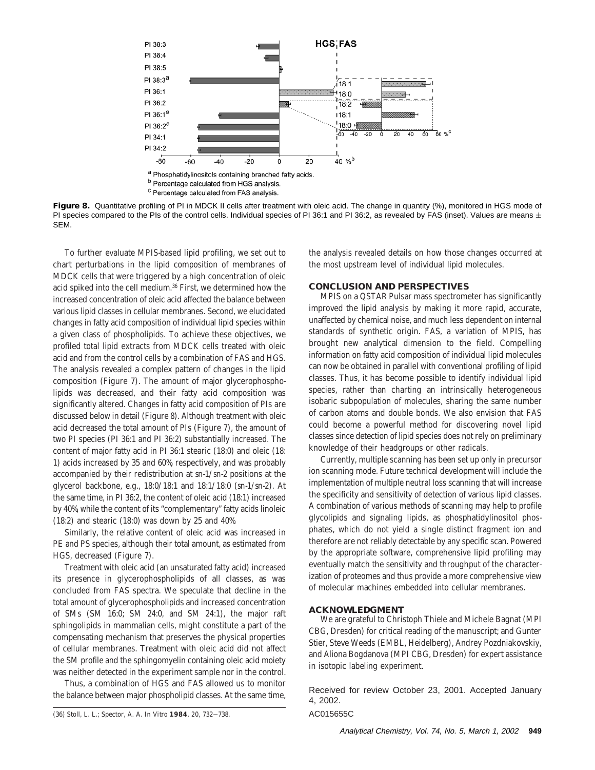HGS FAS

PI 38:3
PI 38:4
PI 38:5
PI 38:3[a]
PI 36:1
PI 36:2
PI 36:1[a]
PI 36:2[a]
PI 34:1
PI 34:2

-80 -60 -40 -20 0 20 40 %[b]

18:1
18:0
18:2
18:1
18:0

-60 -40 -20 0 20 40 60 80 %[c]

[a] Phosphatidylinositols containing branched fatty acids.

[b] Percentage calculated from HGS analysis.

[c] Percentage calculated from FAS analysis.

**Figure 8.** Quantitative profiling of PI in MDCK II cells after treatment with oleic acid. The change in quantity (%), monitored in HGS mode of PI species compared to the PIs of the control cells. Individual species of PI 36:1 and PI 36:2, as revealed by FAS (inset). Values are means ± SEM.

To further evaluate MPIS-based lipid profiling, we set out to chart perturbations in the lipid composition of membranes of MDCK cells that were triggered by a high concentration of oleic acid spiked into the cell medium.[36] First, we determined how the increased concentration of oleic acid affected the balance between various lipid classes in cellular membranes. Second, we elucidated changes in fatty acid composition of individual lipid species within a given class of phospholipids. To achieve these objectives, we profiled total lipid extracts from MDCK cells treated with oleic acid and from the control cells by a combination of FAS and HGS. The analysis revealed a complex pattern of changes in the lipid composition (Figure 7). The amount of major glycerophospholipids was decreased, and their fatty acid composition was significantly altered. Changes in fatty acid composition of PIs are discussed below in detail (Figure 8). Although treatment with oleic acid decreased the total amount of PIs (Figure 7), the amount of two PI species (PI 36:1 and PI 36:2) substantially increased. The content of major fatty acid in PI 36:1 stearic (18:0) and oleic (18:1) acids increased by 35 and 60%, respectively, and was probably accompanied by their redistribution at *sn*-1/*sn*-2 positions at the glycerol backbone, e.g., 18:0/18:1 and 18:1/18:0 (*sn*-1/*sn*-2). At the same time, in PI 36:2, the content of oleic acid (18:1) increased by 40%, while the content of its "complementary" fatty acids linoleic (18:2) and stearic (18:0) was down by 25 and 40%.

Similarly, the relative content of oleic acid was increased in PE and PS species, although their total amount, as estimated from HGS, decreased (Figure 7).

Treatment with oleic acid (an unsaturated fatty acid) increased its presence in glycerophospholipids of all classes, as was concluded from FAS spectra. We speculate that decline in the total amount of glycerophospholipids and increased concentration of SMs (SM 16:0; SM 24:0, and SM 24:1), the major raft sphingolipids in mammalian cells, might constitute a part of the compensating mechanism that preserves the physical properties of cellular membranes. Treatment with oleic acid did not affect the SM profile and the sphingomyelin containing oleic acid moiety was neither detected in the experiment sample nor in the control.

Thus, a combination of HGS and FAS allowed us to monitor the balance between major phospholipid classes. At the same time, the analysis revealed details on how those changes occurred at the most upstream level of individual lipid molecules.

## CONCLUSION AND PERSPECTIVES

MPIS on a QSTAR Pulsar mass spectrometer has significantly improved the lipid analysis by making it more rapid, accurate, unaffected by chemical noise, and much less dependent on internal standards of synthetic origin. FAS, a variation of MPIS, has brought new analytical dimension to the field. Compelling information on fatty acid composition of individual lipid molecules can now be obtained in parallel with conventional profiling of lipid classes. Thus, it has become possible to identify individual lipid species, rather than charting an intrinsically heterogeneous isobaric subpopulation of molecules, sharing the same number of carbon atoms and double bonds. We also envision that FAS could become a powerful method for discovering novel lipid classes since detection of lipid species does not rely on preliminary knowledge of their headgroups or other radicals.

Currently, multiple scanning has been set up only in precursor ion scanning mode. Future technical development will include the implementation of multiple neutral loss scanning that will increase the specificity and sensitivity of detection of various lipid classes. A combination of various methods of scanning may help to profile glycolipids and signaling lipids, as phosphatidylinositol phosphates, which do not yield a single distinct fragment ion and therefore are not reliably detectable by any specific scan. Powered by the appropriate software, comprehensive lipid profiling may eventually match the sensitivity and throughput of the characterization of proteomes and thus provide a more comprehensive view of molecular machines embedded into cellular membranes.

## ACKNOWLEDGMENT

We are grateful to Christoph Thiele and Michele Bagnat (MPI CBG, Dresden) for critical reading of the manuscript; and Gunter Stier, Steve Weeds (EMBL, Heidelberg), Andrey Pozdniakovskiy, and Aliona Bogdanova (MPI CBG, Dresden) for expert assistance in isotopic labeling experiment.

Received for review October 23, 2001. Accepted January 4, 2002.

AC015655C

(36) Stoll, L. L.; Spector, A. A. *In Vitro* **1984**, *20*, 732–738.